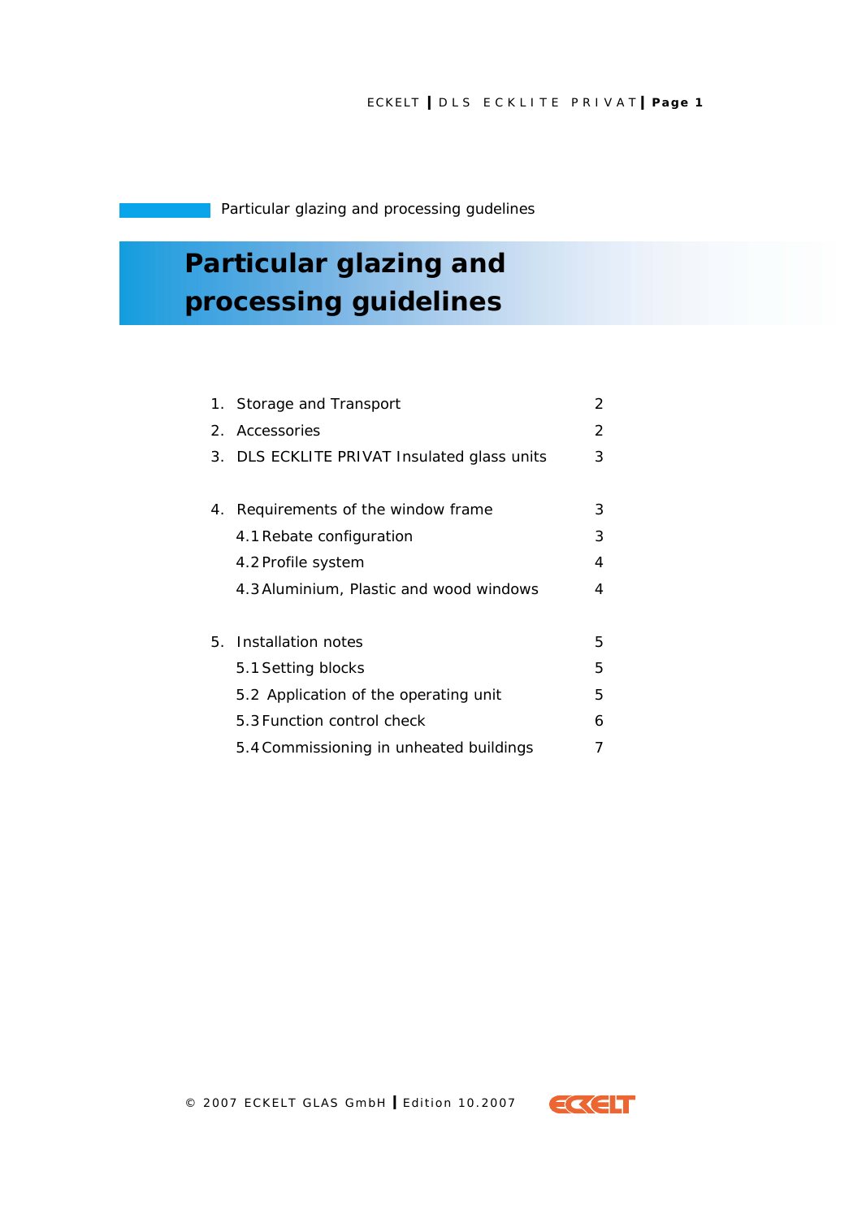Particular glazing and processing gudelines

# Particular glazing and processing guidelines

| | | |
|---|---|---|
| 1. | Storage and Transport | 2 |
| 2. | Accessories | 2 |
| 3. | DLS ECKLITE PRIVAT Insulated glass units | 3 |
| | | |
| 4. | Requirements of the window frame | 3 |
| | 4.1 Rebate configuration | 3 |
| | 4.2 Profile system | 4 |
| | 4.3 Aluminium, Plastic and wood windows | 4 |
| | | |
| 5. | Installation notes | 5 |
| | 5.1 Setting blocks | 5 |
| | 5.2 Application of the operating unit | 5 |
| | 5.3 Function control check | 6 |
| | 5.4 Commissioning in unheated buildings | 7 |

© 2007 ECKELT GLAS GmbH | Edition 10.2007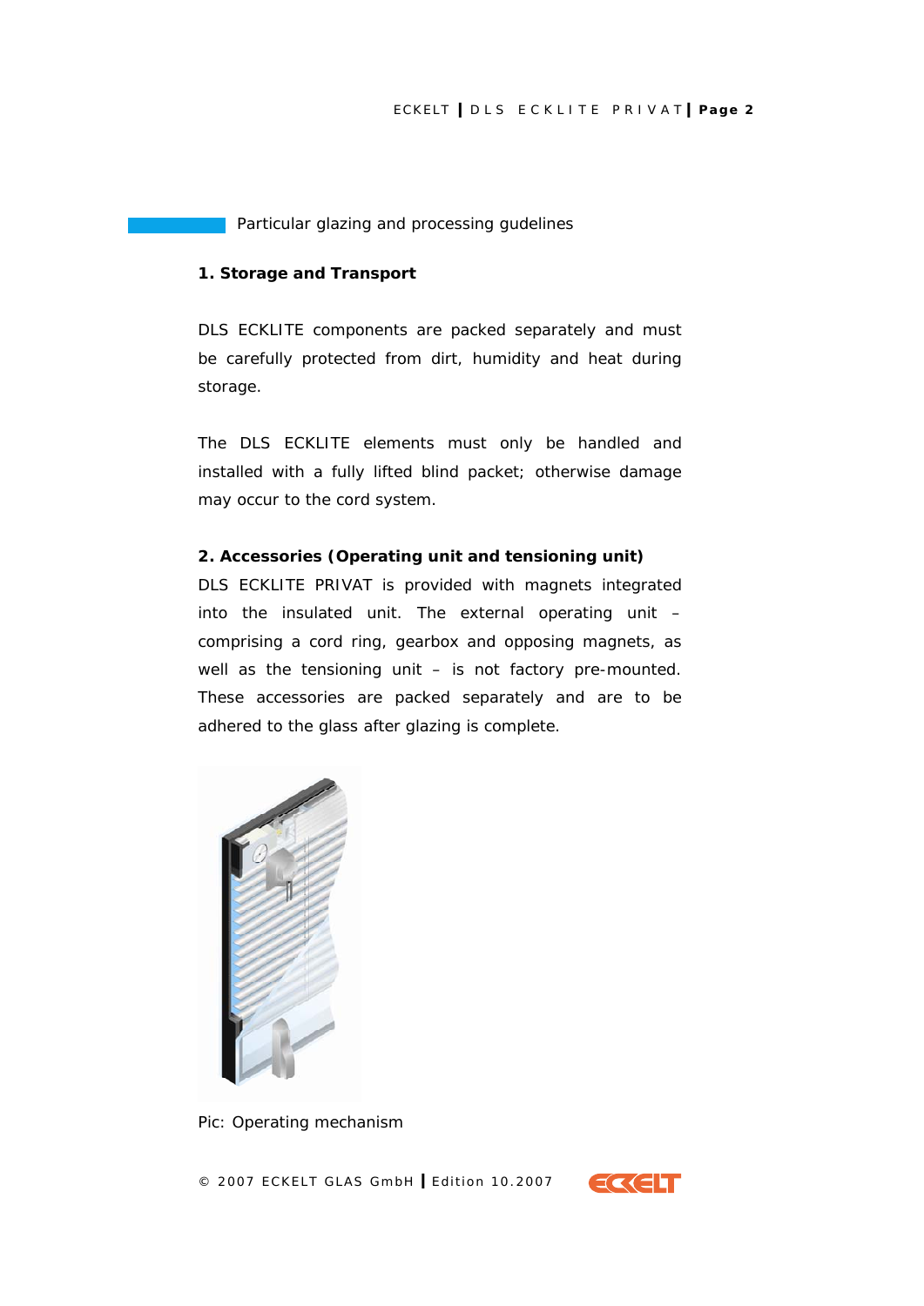## Particular glazing and processing gudelines

### 1. Storage and Transport

DLS ECKLITE components are packed separately and must be carefully protected from dirt, humidity and heat during storage.

The DLS ECKLITE elements must only be handled and installed with a fully lifted blind packet; otherwise damage may occur to the cord system.

### 2. Accessories (Operating unit and tensioning unit)

DLS ECKLITE PRIVAT is provided with magnets integrated into the insulated unit. The external operating unit – comprising a cord ring, gearbox and opposing magnets, as well as the tensioning unit – is not factory pre-mounted. These accessories are packed separately and are to be adhered to the glass after glazing is complete.

Pic: Operating mechanism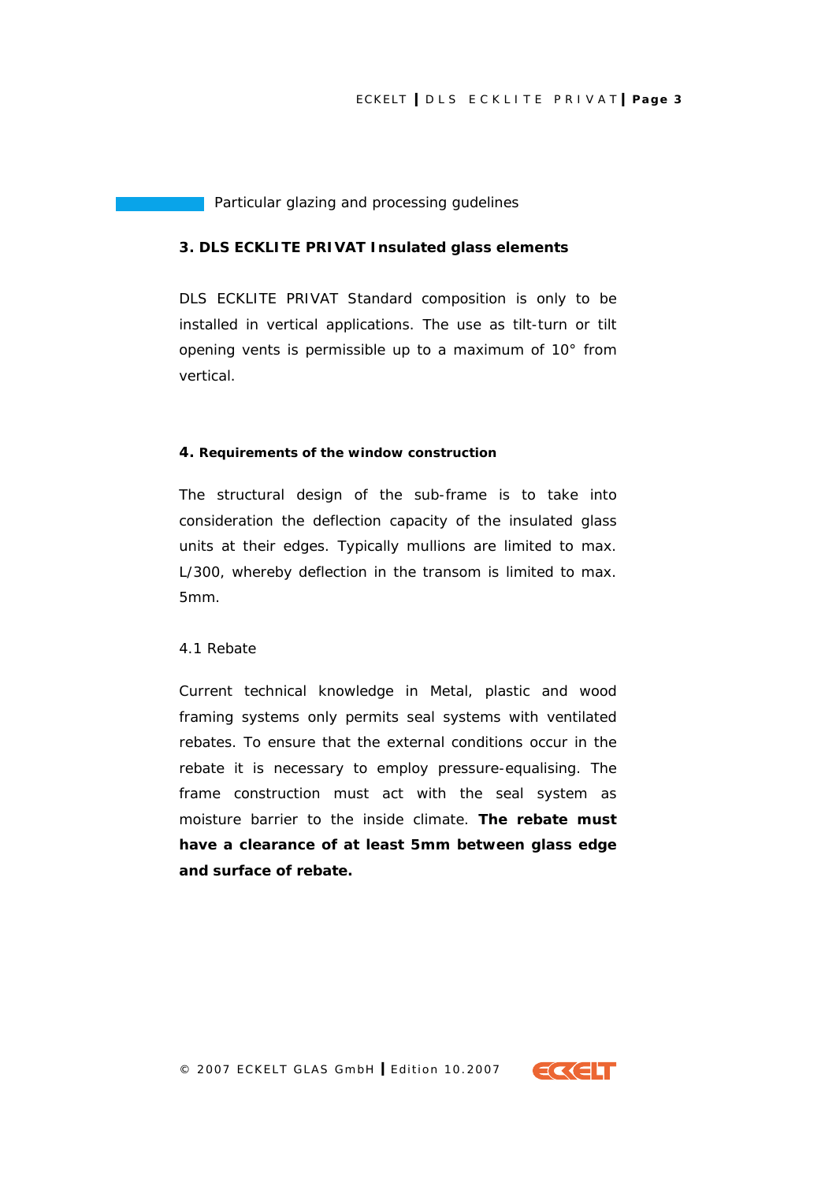Particular glazing and processing gudelines

## 3. DLS ECKLITE PRIVAT Insulated glass elements

DLS ECKLITE PRIVAT Standard composition is only to be installed in vertical applications. The use as tilt-turn or tilt opening vents is permissible up to a maximum of 10° from vertical.

## 4. Requirements of the window construction

The structural design of the sub-frame is to take into consideration the deflection capacity of the insulated glass units at their edges. Typically mullions are limited to max. L/300, whereby deflection in the transom is limited to max. 5mm.

### 4.1 Rebate

Current technical knowledge in Metal, plastic and wood framing systems only permits seal systems with ventilated rebates. To ensure that the external conditions occur in the rebate it is necessary to employ pressure-equalising. The frame construction must act with the seal system as moisture barrier to the inside climate. **The rebate must have a clearance of at least 5mm between glass edge and surface of rebate.**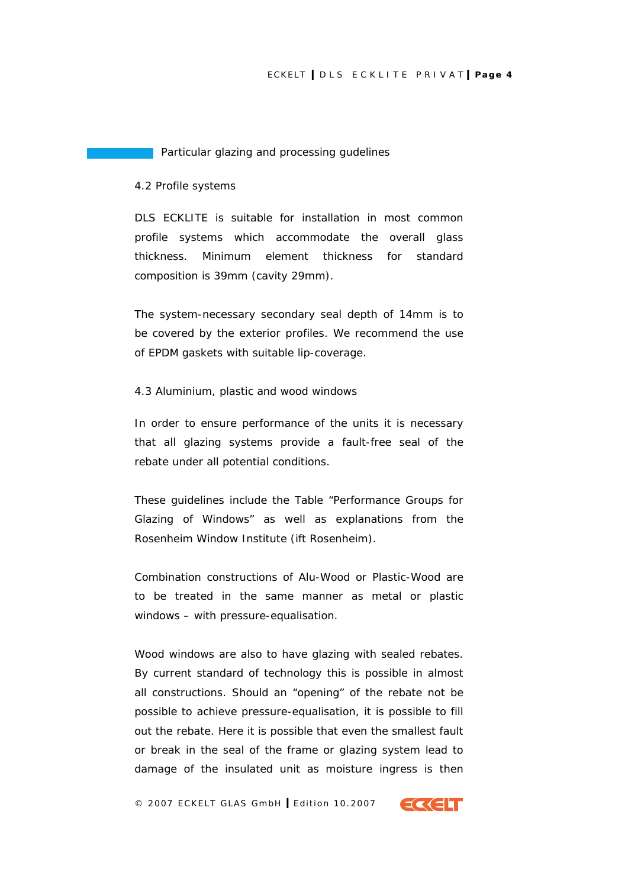## Particular glazing and processing gudelines

### 4.2 Profile systems

DLS ECKLITE is suitable for installation in most common profile systems which accommodate the overall glass thickness. Minimum element thickness for standard composition is 39mm (cavity 29mm).

The system-necessary secondary seal depth of 14mm is to be covered by the exterior profiles. We recommend the use of EPDM gaskets with suitable lip-coverage.

### 4.3 Aluminium, plastic and wood windows

In order to ensure performance of the units it is necessary that all glazing systems provide a fault-free seal of the rebate under all potential conditions.

These guidelines include the Table “Performance Groups for Glazing of Windows” as well as explanations from the Rosenheim Window Institute (ift Rosenheim).

Combination constructions of Alu-Wood or Plastic-Wood are to be treated in the same manner as metal or plastic windows – with pressure-equalisation.

Wood windows are also to have glazing with sealed rebates. By current standard of technology this is possible in almost all constructions. Should an “opening” of the rebate not be possible to achieve pressure-equalisation, it is possible to fill out the rebate. Here it is possible that even the smallest fault or break in the seal of the frame or glazing system lead to damage of the insulated unit as moisture ingress is then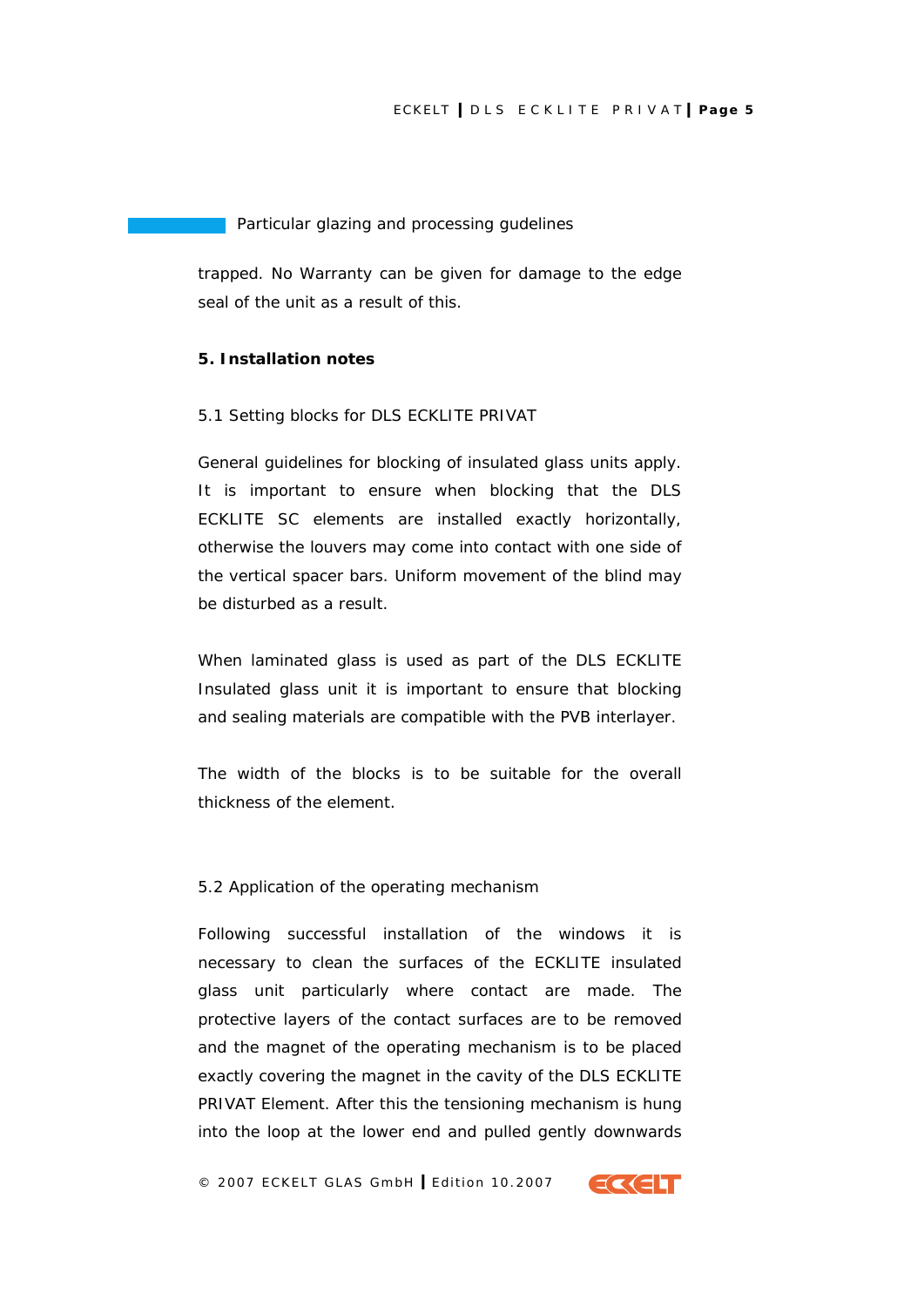Particular glazing and processing gudelines

trapped. No Warranty can be given for damage to the edge seal of the unit as a result of this.

**5. Installation notes**

5.1 Setting blocks for DLS ECKLITE PRIVAT

General guidelines for blocking of insulated glass units apply. It is important to ensure when blocking that the DLS ECKLITE SC elements are installed exactly horizontally, otherwise the louvers may come into contact with one side of the vertical spacer bars. Uniform movement of the blind may be disturbed as a result.

When laminated glass is used as part of the DLS ECKLITE Insulated glass unit it is important to ensure that blocking and sealing materials are compatible with the PVB interlayer.

The width of the blocks is to be suitable for the overall thickness of the element.

5.2 Application of the operating mechanism

Following successful installation of the windows it is necessary to clean the surfaces of the ECKLITE insulated glass unit particularly where contact are made. The protective layers of the contact surfaces are to be removed and the magnet of the operating mechanism is to be placed exactly covering the magnet in the cavity of the DLS ECKLITE PRIVAT Element. After this the tensioning mechanism is hung into the loop at the lower end and pulled gently downwards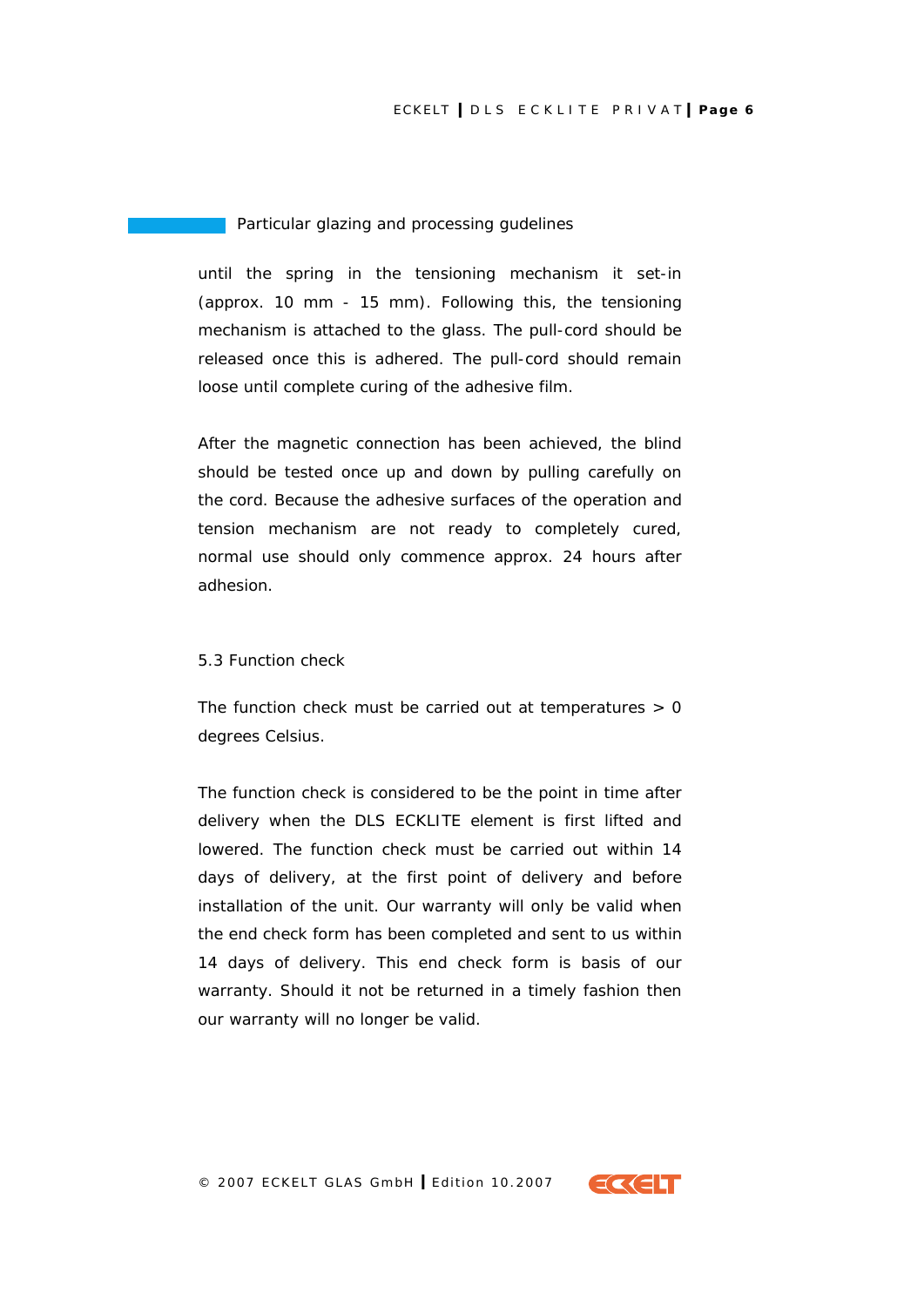## Particular glazing and processing gudelines

until the spring in the tensioning mechanism it set-in (approx. 10 mm - 15 mm). Following this, the tensioning mechanism is attached to the glass. The pull-cord should be released once this is adhered. The pull-cord should remain loose until complete curing of the adhesive film.

After the magnetic connection has been achieved, the blind should be tested once up and down by pulling carefully on the cord. Because the adhesive surfaces of the operation and tension mechanism are not ready to completely cured, normal use should only commence approx. 24 hours after adhesion.

### 5.3 Function check

The function check must be carried out at temperatures > 0 degrees Celsius.

The function check is considered to be the point in time after delivery when the DLS ECKLITE element is first lifted and lowered. The function check must be carried out within 14 days of delivery, at the first point of delivery and before installation of the unit. Our warranty will only be valid when the end check form has been completed and sent to us within 14 days of delivery. This end check form is basis of our warranty. Should it not be returned in a timely fashion then our warranty will no longer be valid.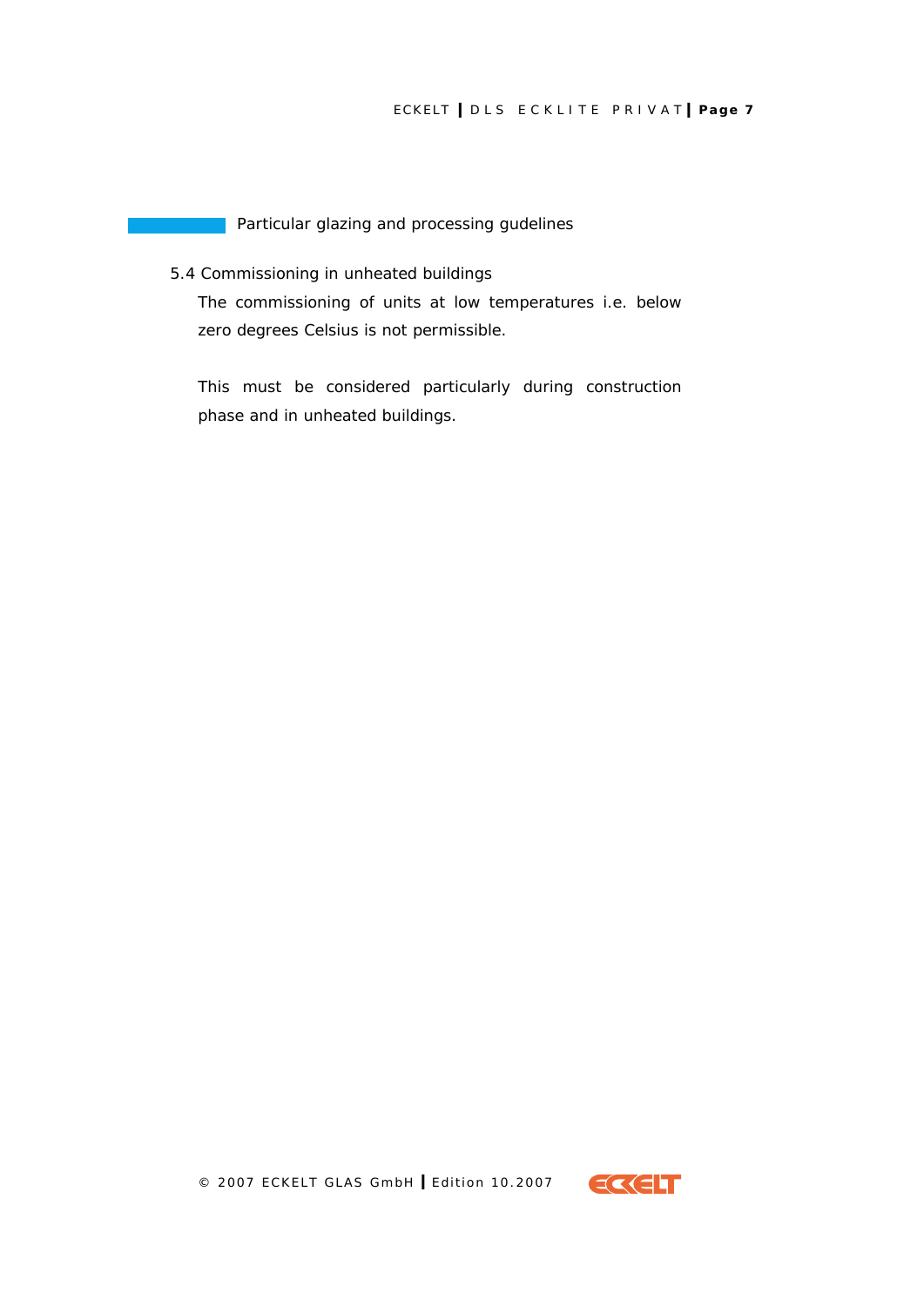## Particular glazing and processing gudelines

### 5.4 Commissioning in unheated buildings

The commissioning of units at low temperatures i.e. below zero degrees Celsius is not permissible.

This must be considered particularly during construction phase and in unheated buildings.